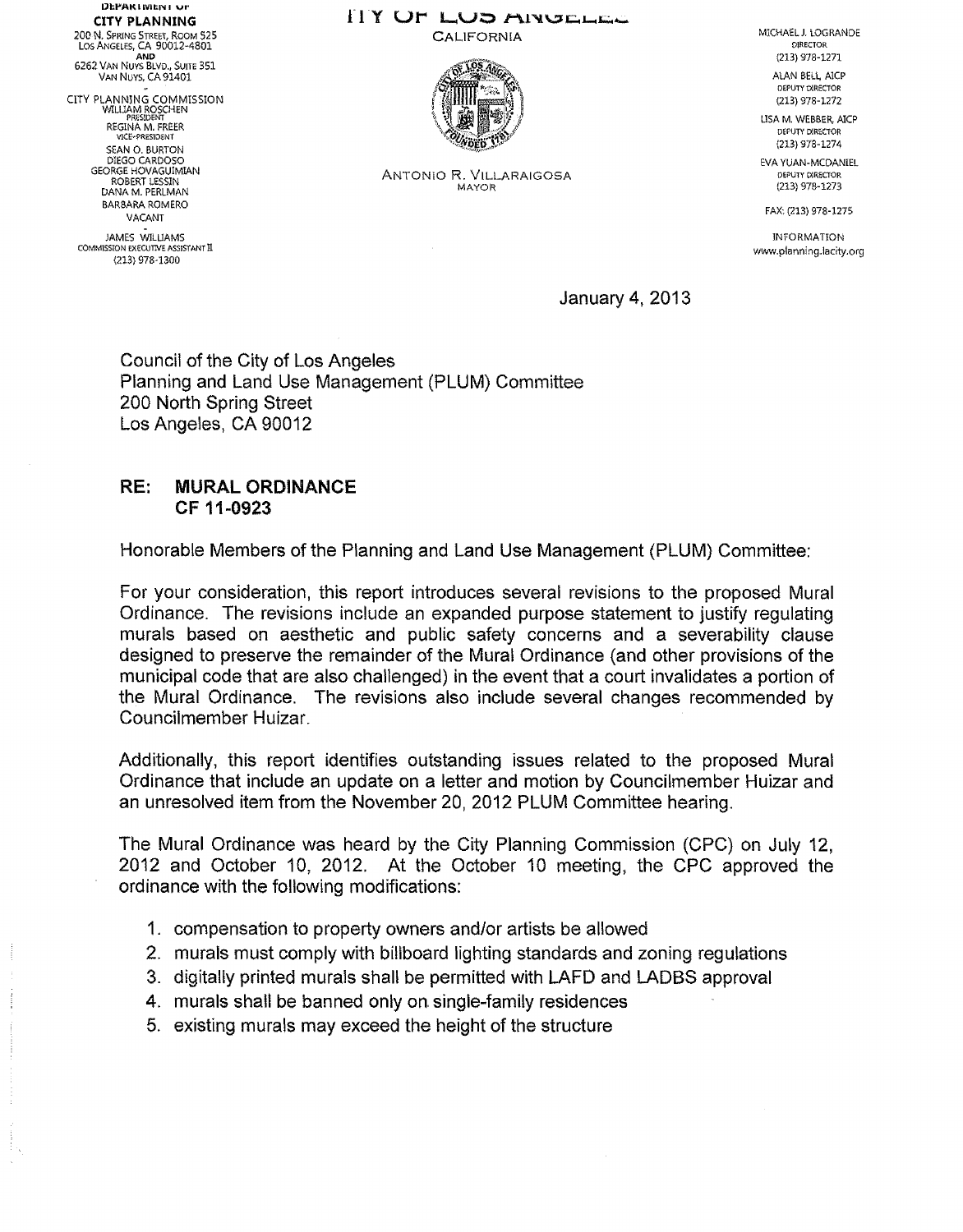DEPARTMENT OF
**CITY PLANNING**
200 N. SPRING STREET, ROOM 525
LOS ANGELES, CA 90012-4801
AND
6262 VAN NUYS BLVD., SUITE 351
VAN NUYS, CA 91401

CITY PLANNING COMMISSION
WILLIAM ROSCHEN
PRESIDENT
REGINA M. FREER
VICE-PRESIDENT
SEAN O. BURTON
DIEGO CARDOSO
GEORGE HOVAGUIMIAN
ROBERT LESSIN
DANA M. PERLMAN
BARBARA ROMERO
VACANT

JAMES WILLIAMS
COMMISSION EXECUTIVE ASSISTANT II
(213) 978-1300

CITY OF LOS ANGELES
CALIFORNIA

ANTONIO R. VILLARAIGOSA
MAYOR

MICHAEL J. LOGRANDE
DIRECTOR
(213) 978-1271

ALAN BELL, AICP
DEPUTY DIRECTOR
(213) 978-1272

LISA M. WEBBER, AICP
DEPUTY DIRECTOR
(213) 978-1274

EVA YUAN-MCDANIEL
DEPUTY DIRECTOR
(213) 978-1273

FAX: (213) 978-1275

INFORMATION
www.planning.lacity.org

January 4, 2013

Council of the City of Los Angeles
Planning and Land Use Management (PLUM) Committee
200 North Spring Street
Los Angeles, CA 90012

**RE: MURAL ORDINANCE**
**CF 11-0923**

Honorable Members of the Planning and Land Use Management (PLUM) Committee:

For your consideration, this report introduces several revisions to the proposed Mural Ordinance. The revisions include an expanded purpose statement to justify regulating murals based on aesthetic and public safety concerns and a severability clause designed to preserve the remainder of the Mural Ordinance (and other provisions of the municipal code that are also challenged) in the event that a court invalidates a portion of the Mural Ordinance. The revisions also include several changes recommended by Councilmember Huizar.

Additionally, this report identifies outstanding issues related to the proposed Mural Ordinance that include an update on a letter and motion by Councilmember Huizar and an unresolved item from the November 20, 2012 PLUM Committee hearing.

The Mural Ordinance was heard by the City Planning Commission (CPC) on July 12, 2012 and October 10, 2012. At the October 10 meeting, the CPC approved the ordinance with the following modifications:

1. compensation to property owners and/or artists be allowed
2. murals must comply with billboard lighting standards and zoning regulations
3. digitally printed murals shall be permitted with LAFD and LADBS approval
4. murals shall be banned only on single-family residences
5. existing murals may exceed the height of the structure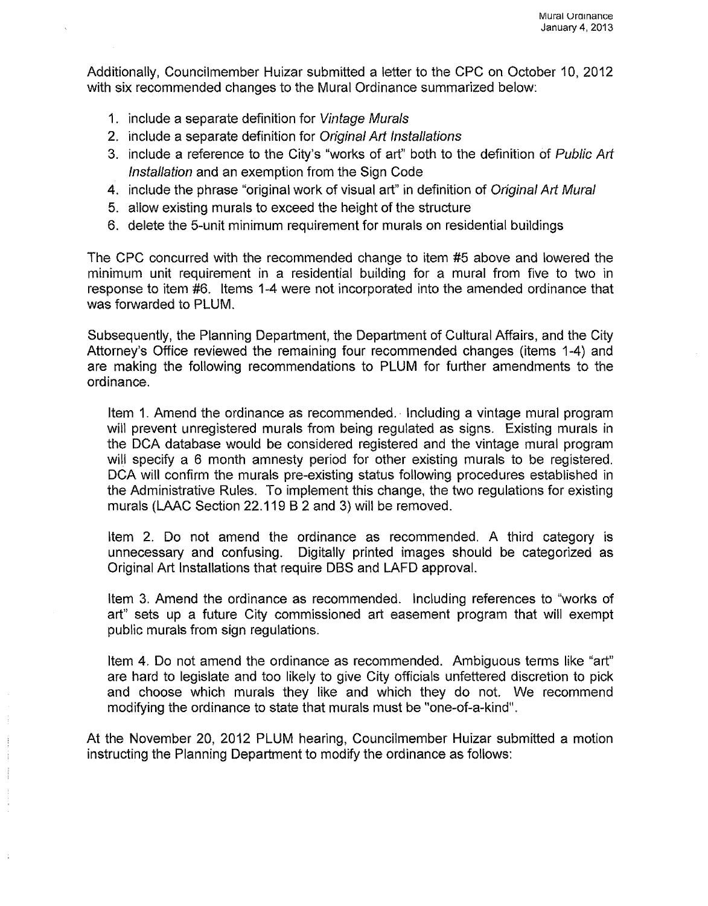Additionally, Councilmember Huizar submitted a letter to the CPC on October 10, 2012 with six recommended changes to the Mural Ordinance summarized below:

1. include a separate definition for *Vintage Murals*
2. include a separate definition for *Original Art Installations*
3. include a reference to the City's "works of art" both to the definition of *Public Art Installation* and an exemption from the Sign Code
4. include the phrase "original work of visual art" in definition of *Original Art Mural*
5. allow existing murals to exceed the height of the structure
6. delete the 5-unit minimum requirement for murals on residential buildings

The CPC concurred with the recommended change to item #5 above and lowered the minimum unit requirement in a residential building for a mural from five to two in response to item #6. Items 1-4 were not incorporated into the amended ordinance that was forwarded to PLUM.

Subsequently, the Planning Department, the Department of Cultural Affairs, and the City Attorney's Office reviewed the remaining four recommended changes (items 1-4) and are making the following recommendations to PLUM for further amendments to the ordinance.

Item 1. Amend the ordinance as recommended. Including a vintage mural program will prevent unregistered murals from being regulated as signs. Existing murals in the DCA database would be considered registered and the vintage mural program will specify a 6 month amnesty period for other existing murals to be registered. DCA will confirm the murals pre-existing status following procedures established in the Administrative Rules. To implement this change, the two regulations for existing murals (LAAC Section 22.119 B 2 and 3) will be removed.

Item 2. Do not amend the ordinance as recommended. A third category is unnecessary and confusing. Digitally printed images should be categorized as Original Art Installations that require DBS and LAFD approval.

Item 3. Amend the ordinance as recommended. Including references to "works of art" sets up a future City commissioned art easement program that will exempt public murals from sign regulations.

Item 4. Do not amend the ordinance as recommended. Ambiguous terms like "art" are hard to legislate and too likely to give City officials unfettered discretion to pick and choose which murals they like and which they do not. We recommend modifying the ordinance to state that murals must be "one-of-a-kind".

At the November 20, 2012 PLUM hearing, Councilmember Huizar submitted a motion instructing the Planning Department to modify the ordinance as follows: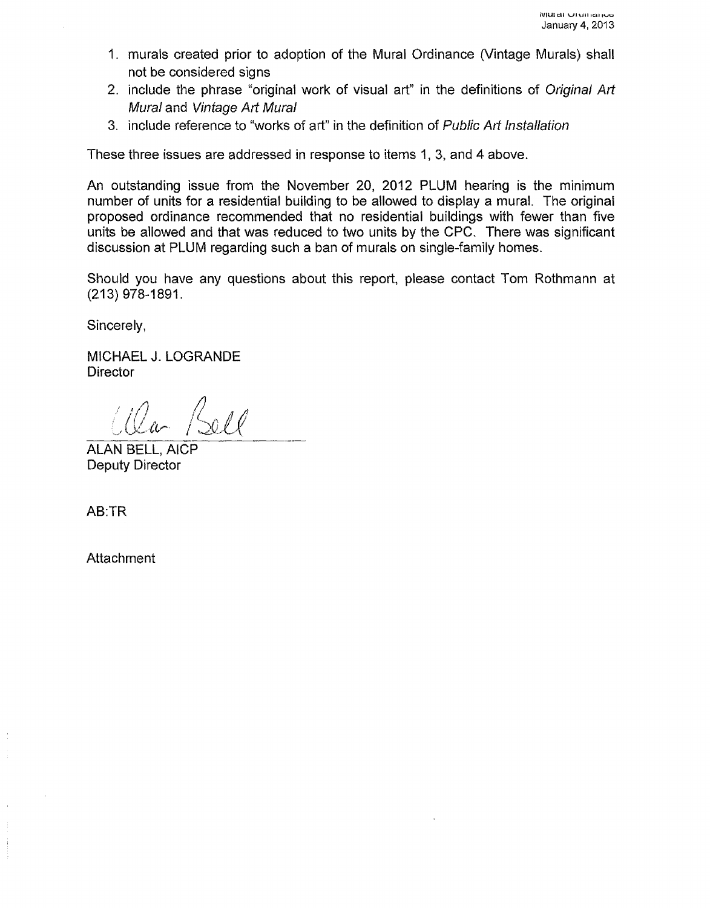1. murals created prior to adoption of the Mural Ordinance (Vintage Murals) shall not be considered signs
2. include the phrase "original work of visual art" in the definitions of *Original Art Mural* and *Vintage Art Mural*
3. include reference to "works of art" in the definition of *Public Art Installation*

These three issues are addressed in response to items 1, 3, and 4 above.

An outstanding issue from the November 20, 2012 PLUM hearing is the minimum number of units for a residential building to be allowed to display a mural. The original proposed ordinance recommended that no residential buildings with fewer than five units be allowed and that was reduced to two units by the CPC. There was significant discussion at PLUM regarding such a ban of murals on single-family homes.

Should you have any questions about this report, please contact Tom Rothmann at (213) 978-1891.

Sincerely,

MICHAEL J. LOGRANDE
Director

ALAN BELL, AICP
Deputy Director

AB:TR

Attachment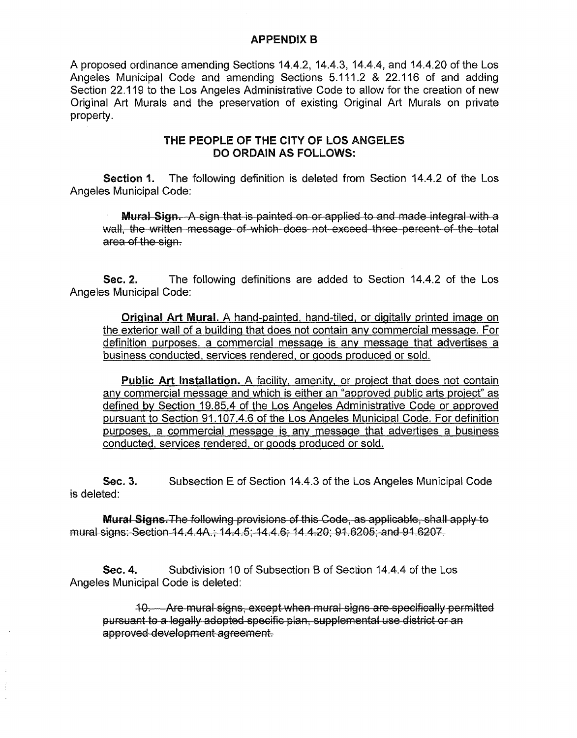## APPENDIX B

A proposed ordinance amending Sections 14.4.2, 14.4.3, 14.4.4, and 14.4.20 of the Los Angeles Municipal Code and amending Sections 5.111.2 & 22.116 of and adding Section 22.119 to the Los Angeles Administrative Code to allow for the creation of new Original Art Murals and the preservation of existing Original Art Murals on private property.

### THE PEOPLE OF THE CITY OF LOS ANGELES DO ORDAIN AS FOLLOWS:

**Section 1.** The following definition is deleted from Section 14.4.2 of the Los Angeles Municipal Code:

> ~~**Mural Sign.** A sign that is painted on or applied to and made integral with a wall, the written message of which does not exceed three percent of the total area of the sign.~~

**Sec. 2.** The following definitions are added to Section 14.4.2 of the Los Angeles Municipal Code:

> <u>**Original Art Mural.** A hand-painted, hand-tiled, or digitally printed image on the exterior wall of a building that does not contain any commercial message. For definition purposes, a commercial message is any message that advertises a business conducted, services rendered, or goods produced or sold.</u>
>
> <u>**Public Art Installation.** A facility, amenity, or project that does not contain any commercial message and which is either an "approved public arts project" as defined by Section 19.85.4 of the Los Angeles Administrative Code or approved pursuant to Section 91.107.4.6 of the Los Angeles Municipal Code. For definition purposes, a commercial message is any message that advertises a business conducted, services rendered, or goods produced or sold.</u>

**Sec. 3.** Subsection E of Section 14.4.3 of the Los Angeles Municipal Code is deleted:

~~**Mural Signs.** The following provisions of this Code, as applicable, shall apply to mural signs: Section 14.4.4A.; 14.4.5; 14.4.6; 14.4.20; 91.6205; and 91.6207.~~

**Sec. 4.** Subdivision 10 of Subsection B of Section 14.4.4 of the Los Angeles Municipal Code is deleted:

> ~~10. Are mural signs, except when mural signs are specifically permitted pursuant to a legally adopted specific plan, supplemental use district or an approved development agreement.~~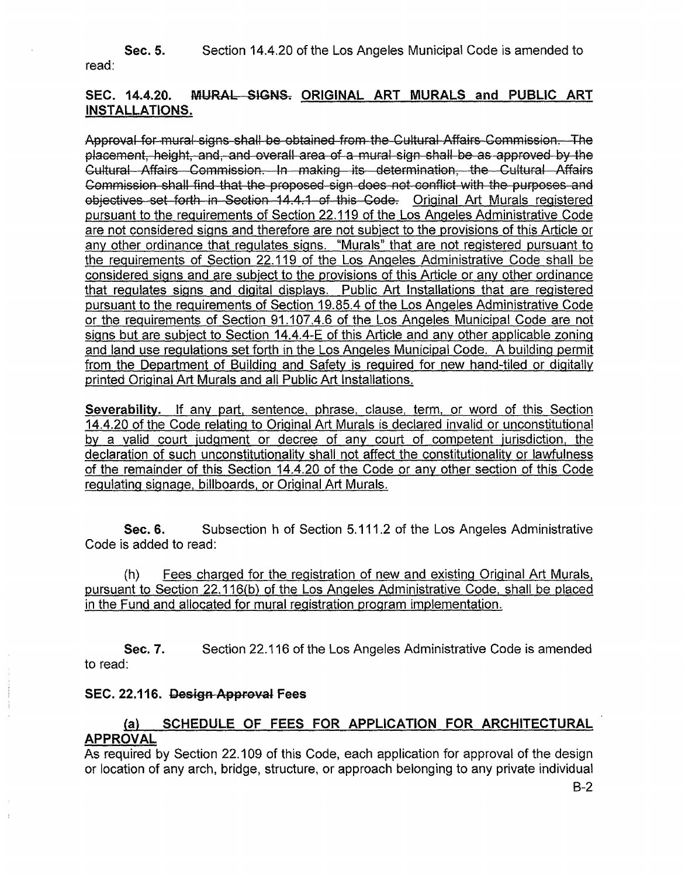**Sec. 5.** Section 14.4.20 of the Los Angeles Municipal Code is amended to read:

**SEC. 14.4.20. ~~MURAL SIGNS.~~ <u>ORIGINAL ART MURALS and PUBLIC ART INSTALLATIONS.</u>**

~~Approval for mural signs shall be obtained from the Cultural Affairs Commission. The placement, height, and, and overall area of a mural sign shall be as approved by the Cultural Affairs Commission. In making its determination, the Cultural Affairs Commission shall find that the proposed sign does not conflict with the purposes and objectives set forth in Section 14.4.1 of this Code.~~ <u>Original Art Murals registered pursuant to the requirements of Section 22.119 of the Los Angeles Administrative Code are not considered signs and therefore are not subject to the provisions of this Article or any other ordinance that regulates signs. "Murals" that are not registered pursuant to the requirements of Section 22.119 of the Los Angeles Administrative Code shall be considered signs and are subject to the provisions of this Article or any other ordinance that regulates signs and digital displays. Public Art Installations that are registered pursuant to the requirements of Section 19.85.4 of the Los Angeles Administrative Code or the requirements of Section 91.107.4.6 of the Los Angeles Municipal Code are not signs but are subject to Section 14.4.4-E of this Article and any other applicable zoning and land use regulations set forth in the Los Angeles Municipal Code. A building permit from the Department of Building and Safety is required for new hand-tiled or digitally printed Original Art Murals and all Public Art Installations.</u>

**<u>Severability.</u>** <u>If any part, sentence, phrase, clause, term, or word of this Section 14.4.20 of the Code relating to Original Art Murals is declared invalid or unconstitutional by a valid court judgment or decree of any court of competent jurisdiction, the declaration of such unconstitutionality shall not affect the constitutionality or lawfulness of the remainder of this Section 14.4.20 of the Code or any other section of this Code regulating signage, billboards, or Original Art Murals.</u>

**Sec. 6.** Subsection h of Section 5.111.2 of the Los Angeles Administrative Code is added to read:

(h) <u>Fees charged for the registration of new and existing Original Art Murals, pursuant to Section 22.116(b) of the Los Angeles Administrative Code, shall be placed in the Fund and allocated for mural registration program implementation.</u>

**Sec. 7.** Section 22.116 of the Los Angeles Administrative Code is amended to read:

**SEC. 22.116. ~~Design Approval~~ Fees**

**<u>(a) SCHEDULE OF FEES FOR APPLICATION FOR ARCHITECTURAL APPROVAL</u>**

As required by Section 22.109 of this Code, each application for approval of the design or location of any arch, bridge, structure, or approach belonging to any private individual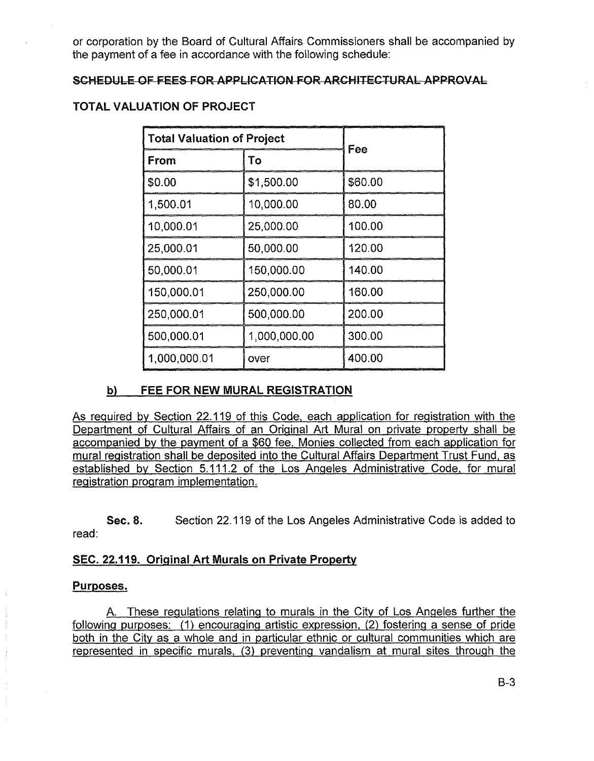or corporation by the Board of Cultural Affairs Commissioners shall be accompanied by the payment of a fee in accordance with the following schedule:

~~SCHEDULE OF FEES FOR APPLICATION FOR ARCHITECTURAL APPROVAL~~

**TOTAL VALUATION OF PROJECT**

| Total Valuation of Project | | Fee |
|---|---|---|
| From | To | |
| $0.00 | $1,500.00 | $60.00 |
| 1,500.01 | 10,000.00 | 80.00 |
| 10,000.01 | 25,000.00 | 100.00 |
| 25,000.01 | 50,000.00 | 120.00 |
| 50,000.01 | 150,000.00 | 140.00 |
| 150,000.01 | 250,000.00 | 160.00 |
| 250,000.01 | 500,000.00 | 200.00 |
| 500,000.01 | 1,000,000.00 | 300.00 |
| 1,000,000.01 | over | 400.00 |

**b) FEE FOR NEW MURAL REGISTRATION**

As required by Section 22.119 of this Code, each application for registration with the Department of Cultural Affairs of an Original Art Mural on private property shall be accompanied by the payment of a $60 fee. Monies collected from each application for mural registration shall be deposited into the Cultural Affairs Department Trust Fund, as established by Section 5.111.2 of the Los Angeles Administrative Code, for mural registration program implementation.

**Sec. 8.** Section 22.119 of the Los Angeles Administrative Code is added to read:

**SEC. 22.119. Original Art Murals on Private Property**

**Purposes.**

A. These regulations relating to murals in the City of Los Angeles further the following purposes: (1) encouraging artistic expression, (2) fostering a sense of pride both in the City as a whole and in particular ethnic or cultural communities which are represented in specific murals, (3) preventing vandalism at mural sites through the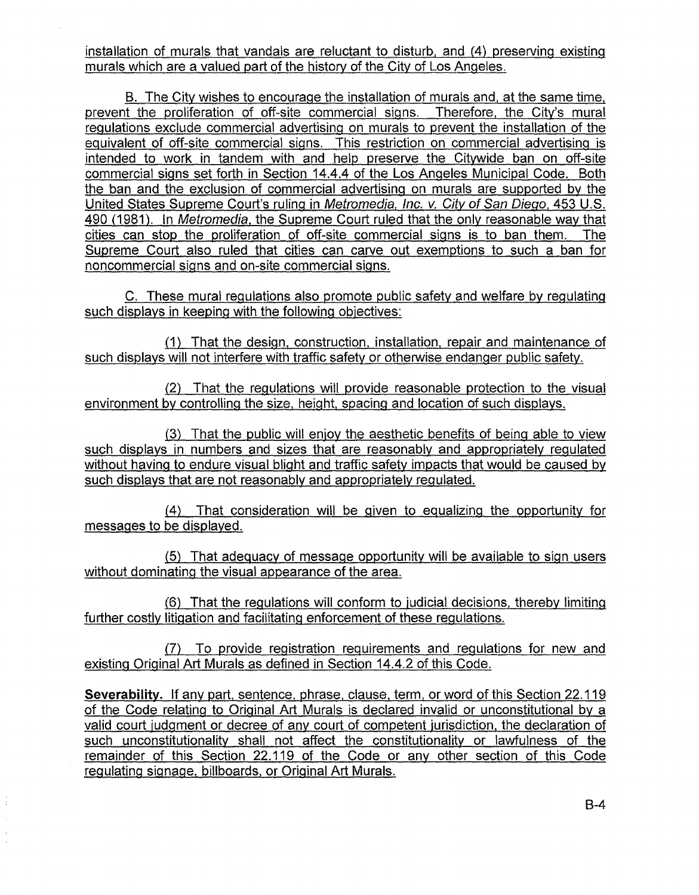installation of murals that vandals are reluctant to disturb, and (4) preserving existing murals which are a valued part of the history of the City of Los Angeles.

B. The City wishes to encourage the installation of murals and, at the same time, prevent the proliferation of off-site commercial signs. Therefore, the City's mural regulations exclude commercial advertising on murals to prevent the installation of the equivalent of off-site commercial signs. This restriction on commercial advertising is intended to work in tandem with and help preserve the Citywide ban on off-site commercial signs set forth in Section 14.4.4 of the Los Angeles Municipal Code. Both the ban and the exclusion of commercial advertising on murals are supported by the United States Supreme Court's ruling in *Metromedia, Inc. v. City of San Diego*, 453 U.S. 490 (1981). In *Metromedia*, the Supreme Court ruled that the only reasonable way that cities can stop the proliferation of off-site commercial signs is to ban them. The Supreme Court also ruled that cities can carve out exemptions to such a ban for noncommercial signs and on-site commercial signs.

C. These mural regulations also promote public safety and welfare by regulating such displays in keeping with the following objectives:

(1) That the design, construction, installation, repair and maintenance of such displays will not interfere with traffic safety or otherwise endanger public safety.

(2) That the regulations will provide reasonable protection to the visual environment by controlling the size, height, spacing and location of such displays.

(3) That the public will enjoy the aesthetic benefits of being able to view such displays in numbers and sizes that are reasonably and appropriately regulated without having to endure visual blight and traffic safety impacts that would be caused by such displays that are not reasonably and appropriately regulated.

(4) That consideration will be given to equalizing the opportunity for messages to be displayed.

(5) That adequacy of message opportunity will be available to sign users without dominating the visual appearance of the area.

(6) That the regulations will conform to judicial decisions, thereby limiting further costly litigation and facilitating enforcement of these regulations.

(7) To provide registration requirements and regulations for new and existing Original Art Murals as defined in Section 14.4.2 of this Code.

**Severability.** If any part, sentence, phrase, clause, term, or word of this Section 22.119 of the Code relating to Original Art Murals is declared invalid or unconstitutional by a valid court judgment or decree of any court of competent jurisdiction, the declaration of such unconstitutionality shall not affect the constitutionality or lawfulness of the remainder of this Section 22.119 of the Code or any other section of this Code regulating signage, billboards, or Original Art Murals.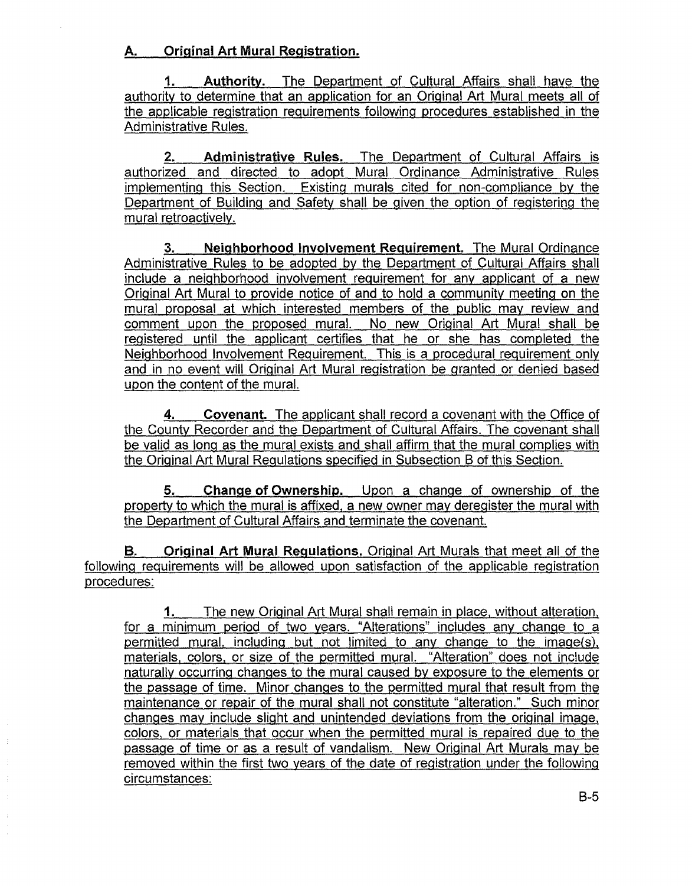## A. Original Art Mural Registration.

**1. Authority.** The Department of Cultural Affairs shall have the authority to determine that an application for an Original Art Mural meets all of the applicable registration requirements following procedures established in the Administrative Rules.

**2. Administrative Rules.** The Department of Cultural Affairs is authorized and directed to adopt Mural Ordinance Administrative Rules implementing this Section. Existing murals cited for non-compliance by the Department of Building and Safety shall be given the option of registering the mural retroactively.

**3. Neighborhood Involvement Requirement.** The Mural Ordinance Administrative Rules to be adopted by the Department of Cultural Affairs shall include a neighborhood involvement requirement for any applicant of a new Original Art Mural to provide notice of and to hold a community meeting on the mural proposal at which interested members of the public may review and comment upon the proposed mural. No new Original Art Mural shall be registered until the applicant certifies that he or she has completed the Neighborhood Involvement Requirement. This is a procedural requirement only and in no event will Original Art Mural registration be granted or denied based upon the content of the mural.

**4. Covenant.** The applicant shall record a covenant with the Office of the County Recorder and the Department of Cultural Affairs. The covenant shall be valid as long as the mural exists and shall affirm that the mural complies with the Original Art Mural Regulations specified in Subsection B of this Section.

**5. Change of Ownership.** Upon a change of ownership of the property to which the mural is affixed, a new owner may deregister the mural with the Department of Cultural Affairs and terminate the covenant.

## B. Original Art Mural Regulations.

Original Art Murals that meet all of the following requirements will be allowed upon satisfaction of the applicable registration procedures:

**1.** The new Original Art Mural shall remain in place, without alteration, for a minimum period of two years. "Alterations" includes any change to a permitted mural, including but not limited to any change to the image(s), materials, colors, or size of the permitted mural. "Alteration" does not include naturally occurring changes to the mural caused by exposure to the elements or the passage of time. Minor changes to the permitted mural that result from the maintenance or repair of the mural shall not constitute "alteration." Such minor changes may include slight and unintended deviations from the original image, colors, or materials that occur when the permitted mural is repaired due to the passage of time or as a result of vandalism. New Original Art Murals may be removed within the first two years of the date of registration under the following circumstances: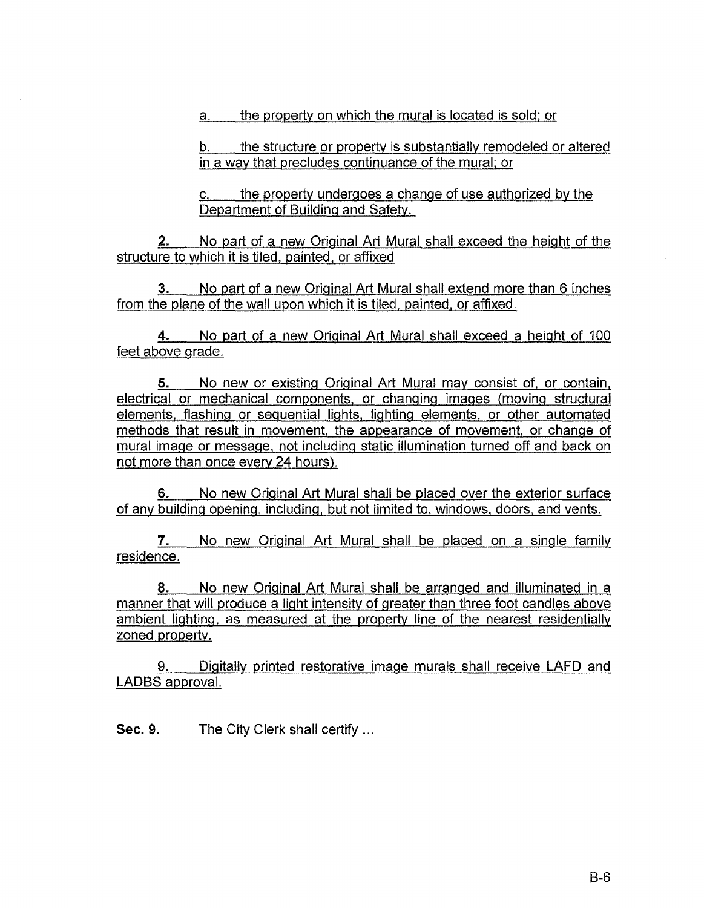a. the property on which the mural is located is sold; or

b. the structure or property is substantially remodeled or altered in a way that precludes continuance of the mural; or

c. the property undergoes a change of use authorized by the Department of Building and Safety.

**2.** No part of a new Original Art Mural shall exceed the height of the structure to which it is tiled, painted, or affixed

**3.** No part of a new Original Art Mural shall extend more than 6 inches from the plane of the wall upon which it is tiled, painted, or affixed.

**4.** No part of a new Original Art Mural shall exceed a height of 100 feet above grade.

**5.** No new or existing Original Art Mural may consist of, or contain, electrical or mechanical components, or changing images (moving structural elements, flashing or sequential lights, lighting elements, or other automated methods that result in movement, the appearance of movement, or change of mural image or message, not including static illumination turned off and back on not more than once every 24 hours).

**6.** No new Original Art Mural shall be placed over the exterior surface of any building opening, including, but not limited to, windows, doors, and vents.

**7.** No new Original Art Mural shall be placed on a single family residence.

**8.** No new Original Art Mural shall be arranged and illuminated in a manner that will produce a light intensity of greater than three foot candles above ambient lighting, as measured at the property line of the nearest residentially zoned property.

9. Digitally printed restorative image murals shall receive LAFD and LADBS approval.

**Sec. 9.** The City Clerk shall certify ...